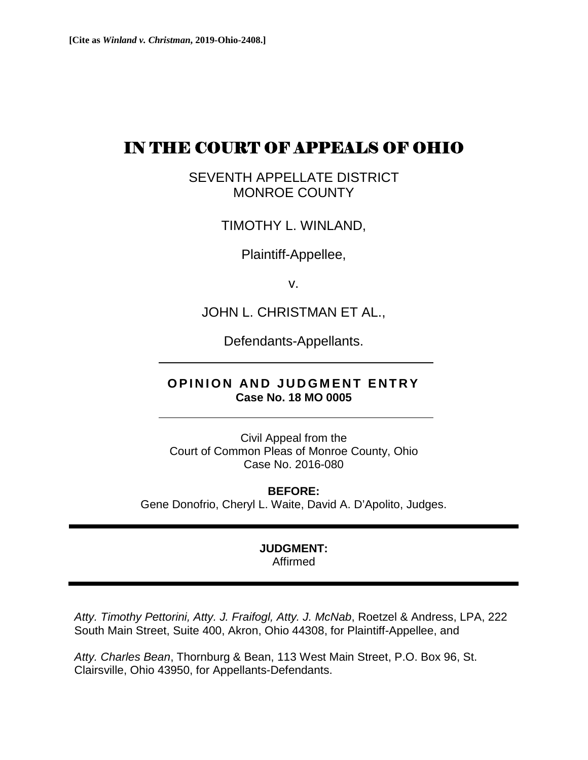**[Cite as *Winland v. Christman*, 2019-Ohio-2408.]**

# IN THE COURT OF APPEALS OF OHIO

SEVENTH APPELLATE DISTRICT
MONROE COUNTY

TIMOTHY L. WINLAND,

Plaintiff-Appellee,

v.

JOHN L. CHRISTMAN ET AL.,

Defendants-Appellants.

---

**OPINION AND JUDGMENT ENTRY**
**Case No. 18 MO 0005**

---

Civil Appeal from the
Court of Common Pleas of Monroe County, Ohio
Case No. 2016-080

**BEFORE:**
Gene Donofrio, Cheryl L. Waite, David A. D'Apolito, Judges.

---

**JUDGMENT:**
Affirmed

---

*Atty. Timothy Pettorini, Atty. J. Fraifogl, Atty. J. McNab*, Roetzel & Andress, LPA, 222 South Main Street, Suite 400, Akron, Ohio 44308, for Plaintiff-Appellee, and

*Atty. Charles Bean*, Thornburg & Bean, 113 West Main Street, P.O. Box 96, St. Clairsville, Ohio 43950, for Appellants-Defendants.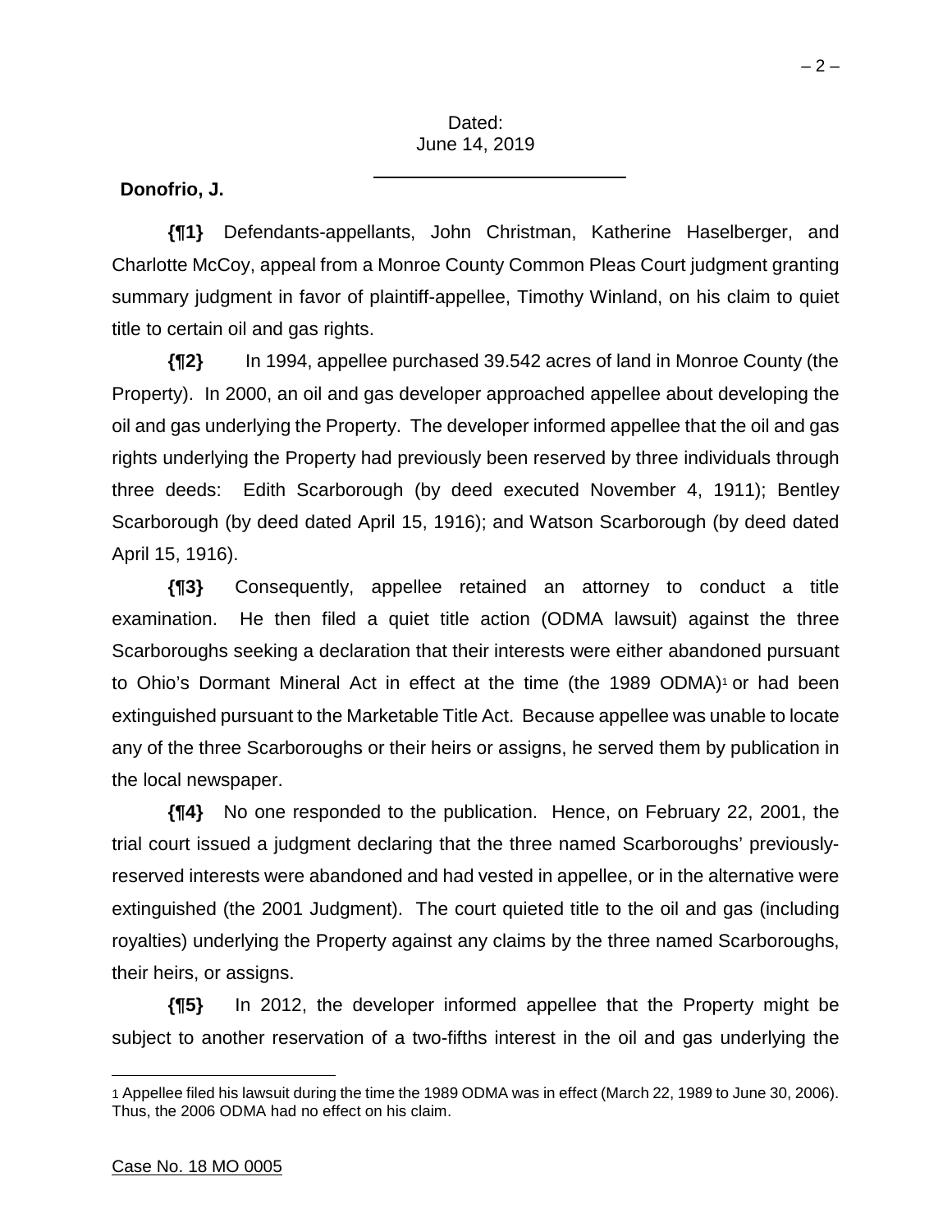Dated:
June 14, 2019

**Donofrio, J.**

**{¶1}** Defendants-appellants, John Christman, Katherine Haselberger, and Charlotte McCoy, appeal from a Monroe County Common Pleas Court judgment granting summary judgment in favor of plaintiff-appellee, Timothy Winland, on his claim to quiet title to certain oil and gas rights.

**{¶2}** In 1994, appellee purchased 39.542 acres of land in Monroe County (the Property). In 2000, an oil and gas developer approached appellee about developing the oil and gas underlying the Property. The developer informed appellee that the oil and gas rights underlying the Property had previously been reserved by three individuals through three deeds: Edith Scarborough (by deed executed November 4, 1911); Bentley Scarborough (by deed dated April 15, 1916); and Watson Scarborough (by deed dated April 15, 1916).

**{¶3}** Consequently, appellee retained an attorney to conduct a title examination. He then filed a quiet title action (ODMA lawsuit) against the three Scarboroughs seeking a declaration that their interests were either abandoned pursuant to Ohio's Dormant Mineral Act in effect at the time (the 1989 ODMA)[1] or had been extinguished pursuant to the Marketable Title Act. Because appellee was unable to locate any of the three Scarboroughs or their heirs or assigns, he served them by publication in the local newspaper.

**{¶4}** No one responded to the publication. Hence, on February 22, 2001, the trial court issued a judgment declaring that the three named Scarboroughs' previously-reserved interests were abandoned and had vested in appellee, or in the alternative were extinguished (the 2001 Judgment). The court quieted title to the oil and gas (including royalties) underlying the Property against any claims by the three named Scarboroughs, their heirs, or assigns.

**{¶5}** In 2012, the developer informed appellee that the Property might be subject to another reservation of a two-fifths interest in the oil and gas underlying the

[1] Appellee filed his lawsuit during the time the 1989 ODMA was in effect (March 22, 1989 to June 30, 2006). Thus, the 2006 ODMA had no effect on his claim.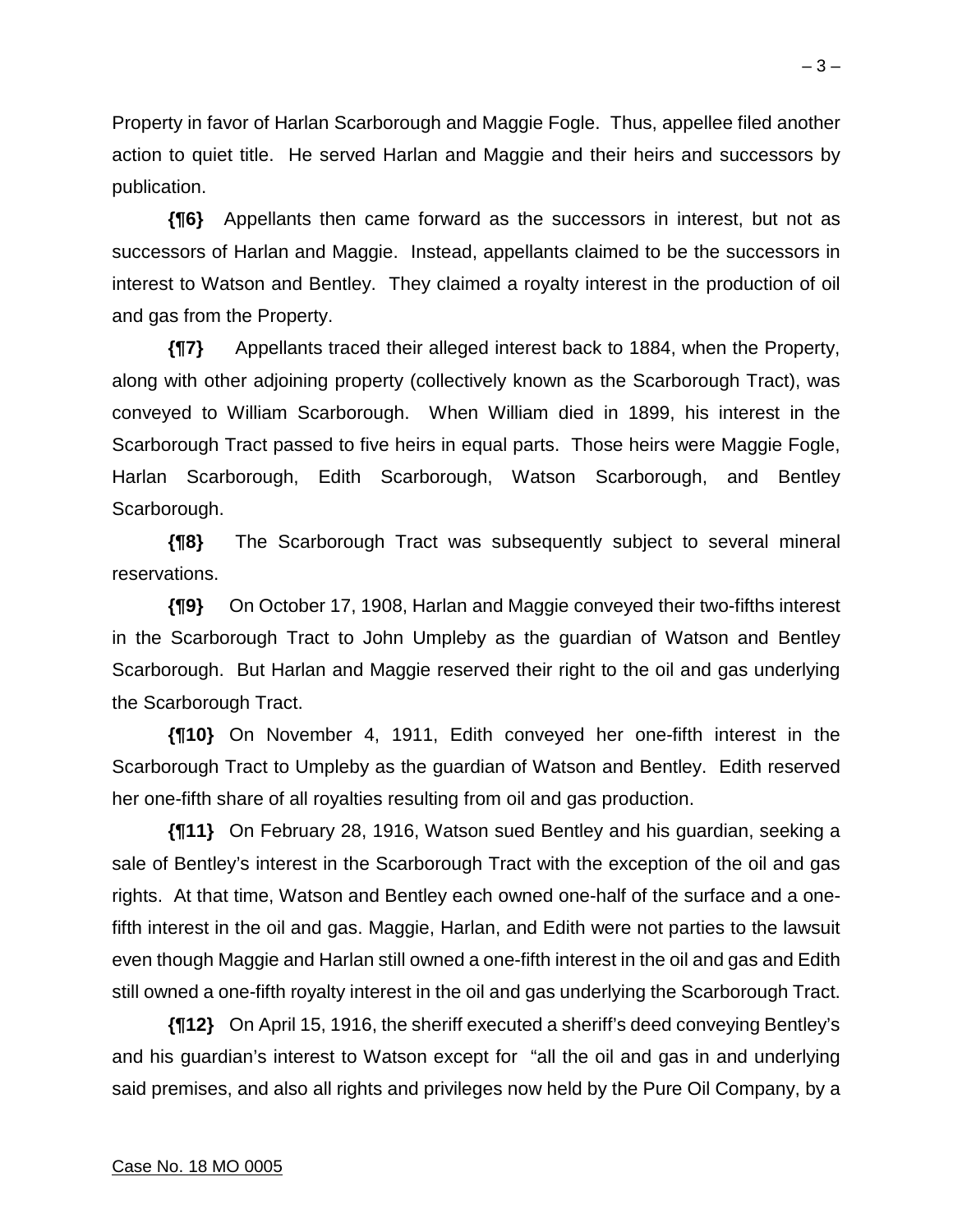Property in favor of Harlan Scarborough and Maggie Fogle. Thus, appellee filed another action to quiet title. He served Harlan and Maggie and their heirs and successors by publication.

**{¶6}** Appellants then came forward as the successors in interest, but not as successors of Harlan and Maggie. Instead, appellants claimed to be the successors in interest to Watson and Bentley. They claimed a royalty interest in the production of oil and gas from the Property.

**{¶7}** Appellants traced their alleged interest back to 1884, when the Property, along with other adjoining property (collectively known as the Scarborough Tract), was conveyed to William Scarborough. When William died in 1899, his interest in the Scarborough Tract passed to five heirs in equal parts. Those heirs were Maggie Fogle, Harlan Scarborough, Edith Scarborough, Watson Scarborough, and Bentley Scarborough.

**{¶8}** The Scarborough Tract was subsequently subject to several mineral reservations.

**{¶9}** On October 17, 1908, Harlan and Maggie conveyed their two-fifths interest in the Scarborough Tract to John Umpleby as the guardian of Watson and Bentley Scarborough. But Harlan and Maggie reserved their right to the oil and gas underlying the Scarborough Tract.

**{¶10}** On November 4, 1911, Edith conveyed her one-fifth interest in the Scarborough Tract to Umpleby as the guardian of Watson and Bentley. Edith reserved her one-fifth share of all royalties resulting from oil and gas production.

**{¶11}** On February 28, 1916, Watson sued Bentley and his guardian, seeking a sale of Bentley's interest in the Scarborough Tract with the exception of the oil and gas rights. At that time, Watson and Bentley each owned one-half of the surface and a one-fifth interest in the oil and gas. Maggie, Harlan, and Edith were not parties to the lawsuit even though Maggie and Harlan still owned a one-fifth interest in the oil and gas and Edith still owned a one-fifth royalty interest in the oil and gas underlying the Scarborough Tract.

**{¶12}** On April 15, 1916, the sheriff executed a sheriff's deed conveying Bentley's and his guardian's interest to Watson except for "all the oil and gas in and underlying said premises, and also all rights and privileges now held by the Pure Oil Company, by a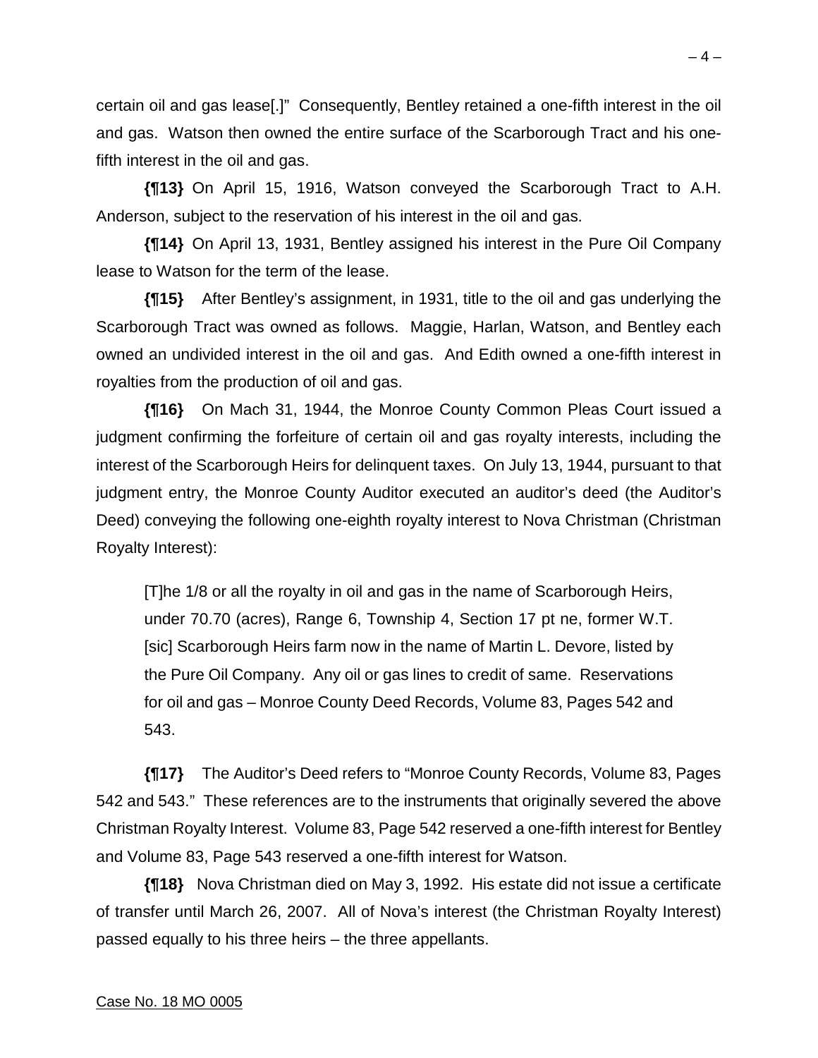certain oil and gas lease[.]" Consequently, Bentley retained a one-fifth interest in the oil and gas. Watson then owned the entire surface of the Scarborough Tract and his one-fifth interest in the oil and gas.

**{¶13}** On April 15, 1916, Watson conveyed the Scarborough Tract to A.H. Anderson, subject to the reservation of his interest in the oil and gas.

**{¶14}** On April 13, 1931, Bentley assigned his interest in the Pure Oil Company lease to Watson for the term of the lease.

**{¶15}** After Bentley's assignment, in 1931, title to the oil and gas underlying the Scarborough Tract was owned as follows. Maggie, Harlan, Watson, and Bentley each owned an undivided interest in the oil and gas. And Edith owned a one-fifth interest in royalties from the production of oil and gas.

**{¶16}** On Mach 31, 1944, the Monroe County Common Pleas Court issued a judgment confirming the forfeiture of certain oil and gas royalty interests, including the interest of the Scarborough Heirs for delinquent taxes. On July 13, 1944, pursuant to that judgment entry, the Monroe County Auditor executed an auditor's deed (the Auditor's Deed) conveying the following one-eighth royalty interest to Nova Christman (Christman Royalty Interest):

> [T]he 1/8 or all the royalty in oil and gas in the name of Scarborough Heirs, under 70.70 (acres), Range 6, Township 4, Section 17 pt ne, former W.T. [sic] Scarborough Heirs farm now in the name of Martin L. Devore, listed by the Pure Oil Company. Any oil or gas lines to credit of same. Reservations for oil and gas – Monroe County Deed Records, Volume 83, Pages 542 and 543.

**{¶17}** The Auditor's Deed refers to "Monroe County Records, Volume 83, Pages 542 and 543." These references are to the instruments that originally severed the above Christman Royalty Interest. Volume 83, Page 542 reserved a one-fifth interest for Bentley and Volume 83, Page 543 reserved a one-fifth interest for Watson.

**{¶18}** Nova Christman died on May 3, 1992. His estate did not issue a certificate of transfer until March 26, 2007. All of Nova's interest (the Christman Royalty Interest) passed equally to his three heirs – the three appellants.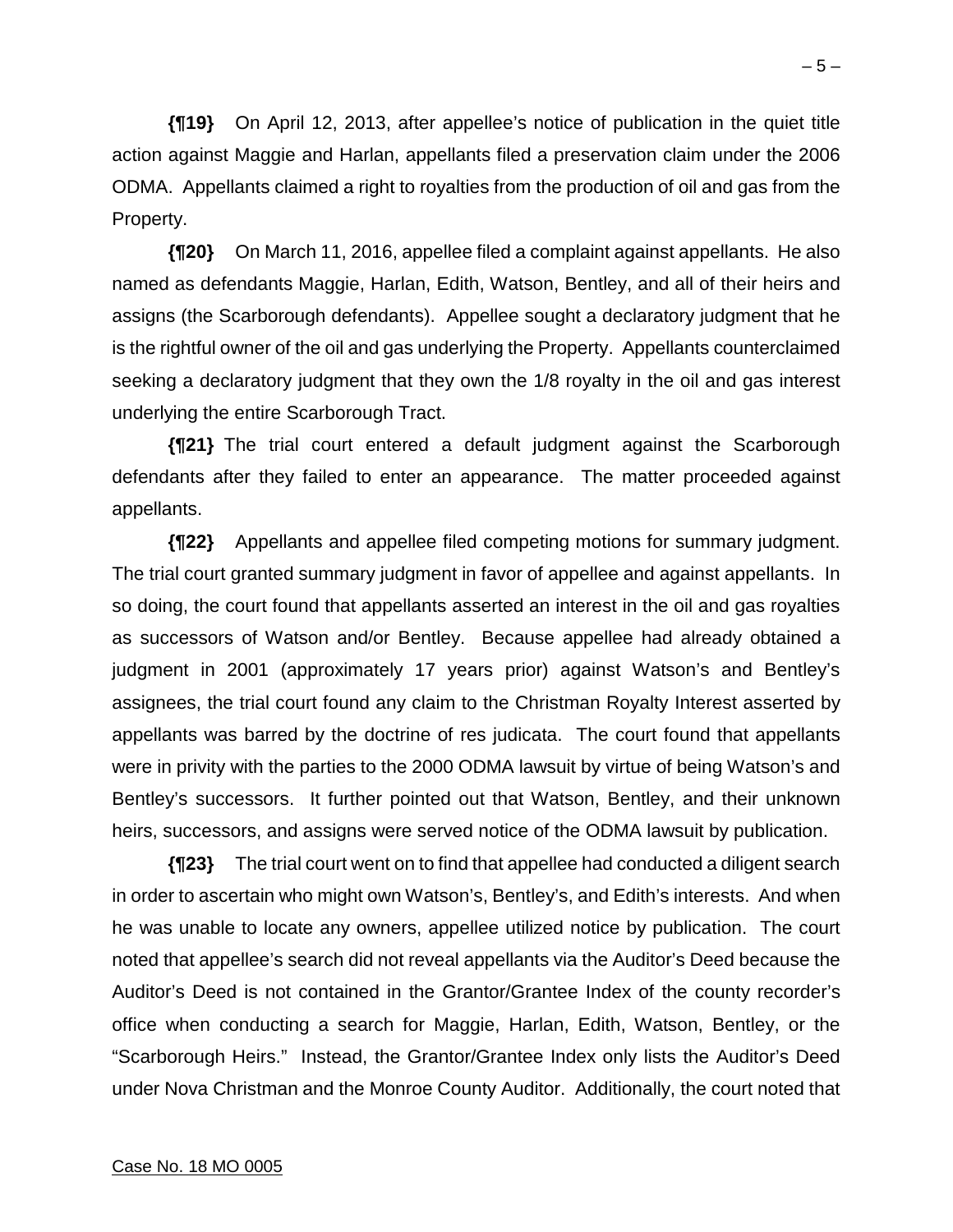**{¶19}** On April 12, 2013, after appellee's notice of publication in the quiet title action against Maggie and Harlan, appellants filed a preservation claim under the 2006 ODMA. Appellants claimed a right to royalties from the production of oil and gas from the Property.

**{¶20}** On March 11, 2016, appellee filed a complaint against appellants. He also named as defendants Maggie, Harlan, Edith, Watson, Bentley, and all of their heirs and assigns (the Scarborough defendants). Appellee sought a declaratory judgment that he is the rightful owner of the oil and gas underlying the Property. Appellants counterclaimed seeking a declaratory judgment that they own the 1/8 royalty in the oil and gas interest underlying the entire Scarborough Tract.

**{¶21}** The trial court entered a default judgment against the Scarborough defendants after they failed to enter an appearance. The matter proceeded against appellants.

**{¶22}** Appellants and appellee filed competing motions for summary judgment. The trial court granted summary judgment in favor of appellee and against appellants. In so doing, the court found that appellants asserted an interest in the oil and gas royalties as successors of Watson and/or Bentley. Because appellee had already obtained a judgment in 2001 (approximately 17 years prior) against Watson's and Bentley's assignees, the trial court found any claim to the Christman Royalty Interest asserted by appellants was barred by the doctrine of res judicata. The court found that appellants were in privity with the parties to the 2000 ODMA lawsuit by virtue of being Watson's and Bentley's successors. It further pointed out that Watson, Bentley, and their unknown heirs, successors, and assigns were served notice of the ODMA lawsuit by publication.

**{¶23}** The trial court went on to find that appellee had conducted a diligent search in order to ascertain who might own Watson's, Bentley's, and Edith's interests. And when he was unable to locate any owners, appellee utilized notice by publication. The court noted that appellee's search did not reveal appellants via the Auditor's Deed because the Auditor's Deed is not contained in the Grantor/Grantee Index of the county recorder's office when conducting a search for Maggie, Harlan, Edith, Watson, Bentley, or the "Scarborough Heirs." Instead, the Grantor/Grantee Index only lists the Auditor's Deed under Nova Christman and the Monroe County Auditor. Additionally, the court noted that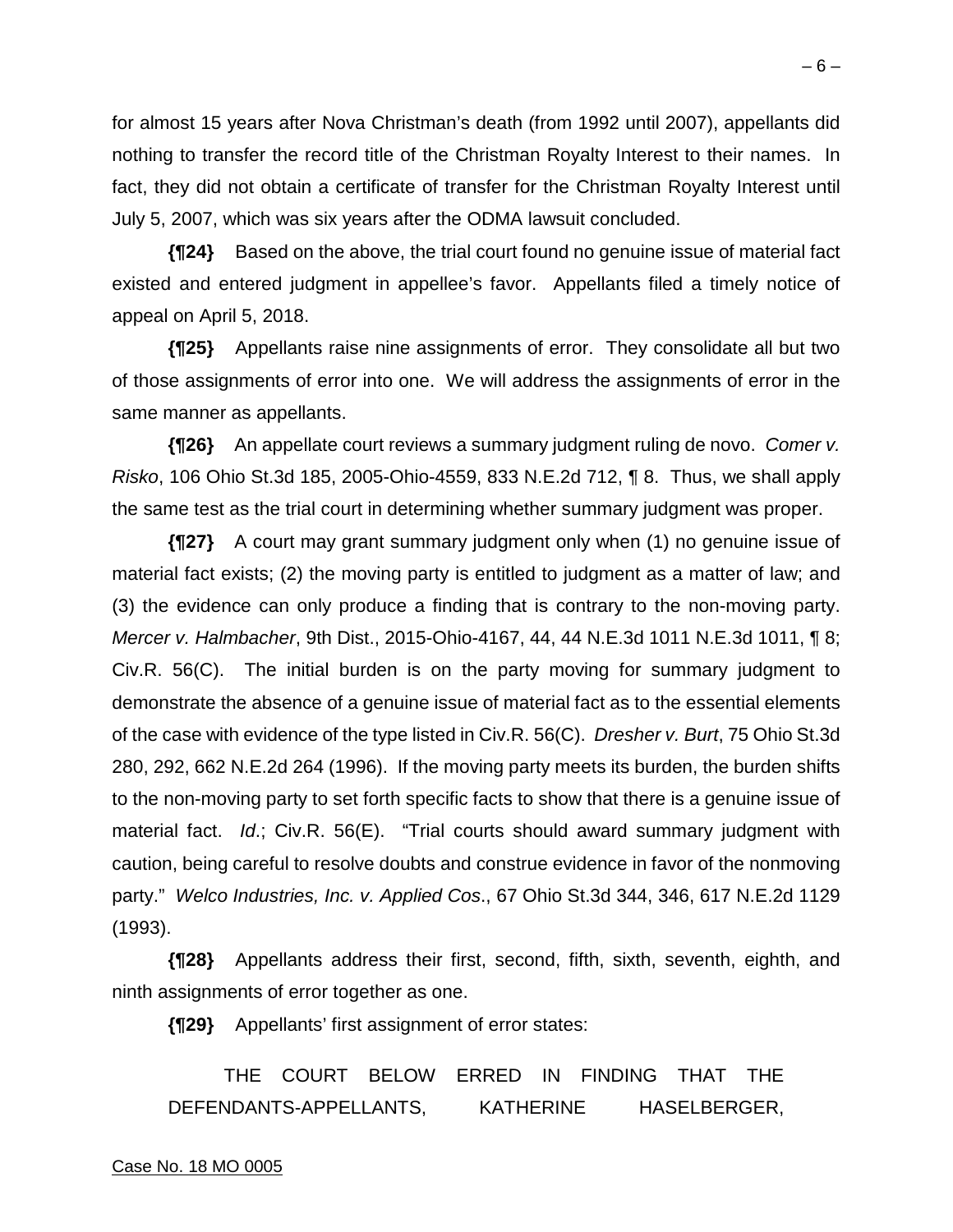for almost 15 years after Nova Christman's death (from 1992 until 2007), appellants did nothing to transfer the record title of the Christman Royalty Interest to their names. In fact, they did not obtain a certificate of transfer for the Christman Royalty Interest until July 5, 2007, which was six years after the ODMA lawsuit concluded.

**{¶24}** Based on the above, the trial court found no genuine issue of material fact existed and entered judgment in appellee's favor. Appellants filed a timely notice of appeal on April 5, 2018.

**{¶25}** Appellants raise nine assignments of error. They consolidate all but two of those assignments of error into one. We will address the assignments of error in the same manner as appellants.

**{¶26}** An appellate court reviews a summary judgment ruling de novo. *Comer v. Risko*, 106 Ohio St.3d 185, 2005-Ohio-4559, 833 N.E.2d 712, ¶ 8. Thus, we shall apply the same test as the trial court in determining whether summary judgment was proper.

**{¶27}** A court may grant summary judgment only when (1) no genuine issue of material fact exists; (2) the moving party is entitled to judgment as a matter of law; and (3) the evidence can only produce a finding that is contrary to the non-moving party. *Mercer v. Halmbacher*, 9th Dist., 2015-Ohio-4167, 44, 44 N.E.3d 1011 N.E.3d 1011, ¶ 8; Civ.R. 56(C). The initial burden is on the party moving for summary judgment to demonstrate the absence of a genuine issue of material fact as to the essential elements of the case with evidence of the type listed in Civ.R. 56(C). *Dresher v. Burt*, 75 Ohio St.3d 280, 292, 662 N.E.2d 264 (1996). If the moving party meets its burden, the burden shifts to the non-moving party to set forth specific facts to show that there is a genuine issue of material fact. *Id*.; Civ.R. 56(E). "Trial courts should award summary judgment with caution, being careful to resolve doubts and construe evidence in favor of the nonmoving party." *Welco Industries, Inc. v. Applied Cos*., 67 Ohio St.3d 344, 346, 617 N.E.2d 1129 (1993).

**{¶28}** Appellants address their first, second, fifth, sixth, seventh, eighth, and ninth assignments of error together as one.

**{¶29}** Appellants' first assignment of error states:

> THE COURT BELOW ERRED IN FINDING THAT THE DEFENDANTS-APPELLANTS, KATHERINE HASELBERGER,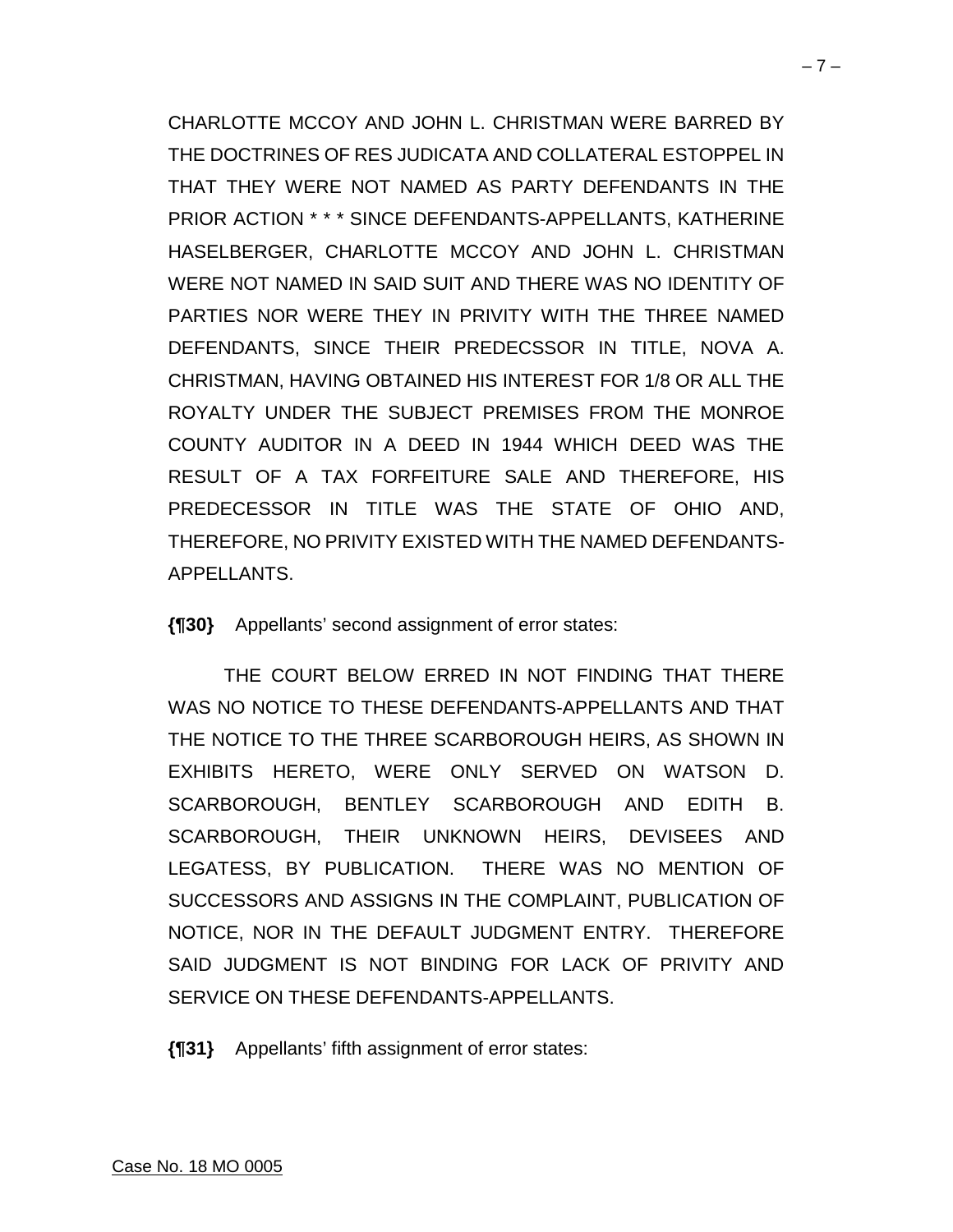CHARLOTTE MCCOY AND JOHN L. CHRISTMAN WERE BARRED BY THE DOCTRINES OF RES JUDICATA AND COLLATERAL ESTOPPEL IN THAT THEY WERE NOT NAMED AS PARTY DEFENDANTS IN THE PRIOR ACTION * * * SINCE DEFENDANTS-APPELLANTS, KATHERINE HASELBERGER, CHARLOTTE MCCOY AND JOHN L. CHRISTMAN WERE NOT NAMED IN SAID SUIT AND THERE WAS NO IDENTITY OF PARTIES NOR WERE THEY IN PRIVITY WITH THE THREE NAMED DEFENDANTS, SINCE THEIR PREDECSSOR IN TITLE, NOVA A. CHRISTMAN, HAVING OBTAINED HIS INTEREST FOR 1/8 OR ALL THE ROYALTY UNDER THE SUBJECT PREMISES FROM THE MONROE COUNTY AUDITOR IN A DEED IN 1944 WHICH DEED WAS THE RESULT OF A TAX FORFEITURE SALE AND THEREFORE, HIS PREDECESSOR IN TITLE WAS THE STATE OF OHIO AND, THEREFORE, NO PRIVITY EXISTED WITH THE NAMED DEFENDANTS-APPELLANTS.

**{¶30}** Appellants' second assignment of error states:

THE COURT BELOW ERRED IN NOT FINDING THAT THERE WAS NO NOTICE TO THESE DEFENDANTS-APPELLANTS AND THAT THE NOTICE TO THE THREE SCARBOROUGH HEIRS, AS SHOWN IN EXHIBITS HERETO, WERE ONLY SERVED ON WATSON D. SCARBOROUGH, BENTLEY SCARBOROUGH AND EDITH B. SCARBOROUGH, THEIR UNKNOWN HEIRS, DEVISEES AND LEGATESS, BY PUBLICATION. THERE WAS NO MENTION OF SUCCESSORS AND ASSIGNS IN THE COMPLAINT, PUBLICATION OF NOTICE, NOR IN THE DEFAULT JUDGMENT ENTRY. THEREFORE SAID JUDGMENT IS NOT BINDING FOR LACK OF PRIVITY AND SERVICE ON THESE DEFENDANTS-APPELLANTS.

**{¶31}** Appellants' fifth assignment of error states: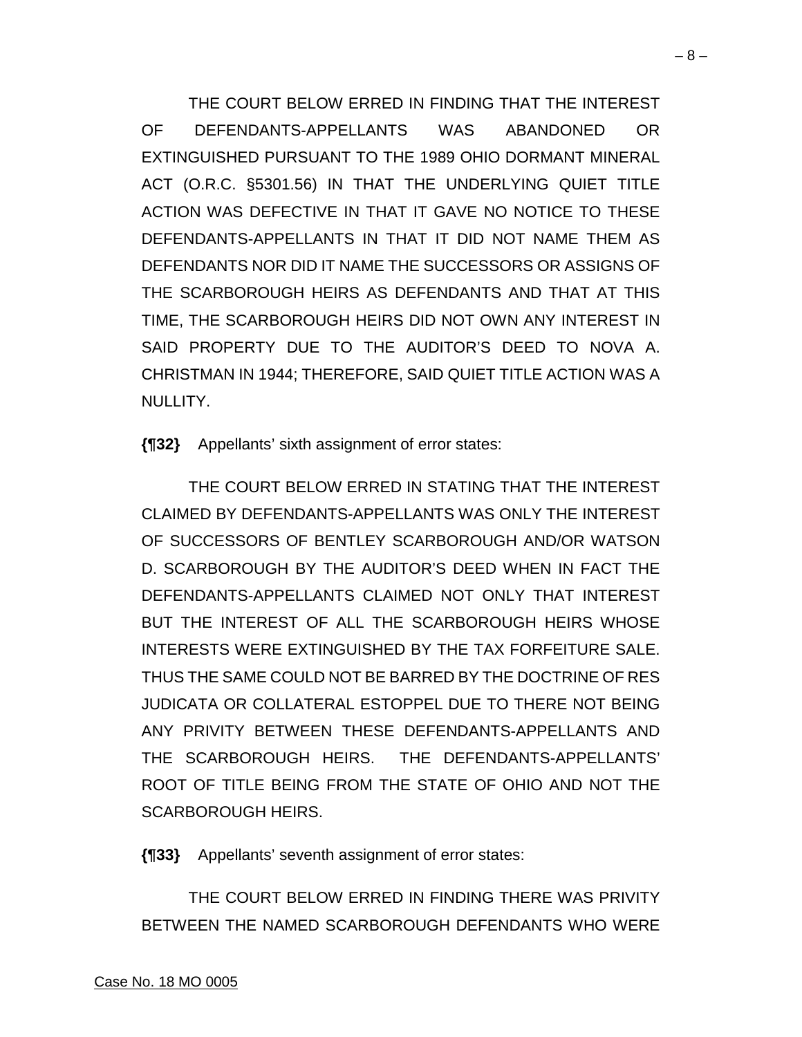THE COURT BELOW ERRED IN FINDING THAT THE INTEREST OF DEFENDANTS-APPELLANTS WAS ABANDONED OR EXTINGUISHED PURSUANT TO THE 1989 OHIO DORMANT MINERAL ACT (O.R.C. §5301.56) IN THAT THE UNDERLYING QUIET TITLE ACTION WAS DEFECTIVE IN THAT IT GAVE NO NOTICE TO THESE DEFENDANTS-APPELLANTS IN THAT IT DID NOT NAME THEM AS DEFENDANTS NOR DID IT NAME THE SUCCESSORS OR ASSIGNS OF THE SCARBOROUGH HEIRS AS DEFENDANTS AND THAT AT THIS TIME, THE SCARBOROUGH HEIRS DID NOT OWN ANY INTEREST IN SAID PROPERTY DUE TO THE AUDITOR'S DEED TO NOVA A. CHRISTMAN IN 1944; THEREFORE, SAID QUIET TITLE ACTION WAS A NULLITY.

**{¶32}** Appellants' sixth assignment of error states:

THE COURT BELOW ERRED IN STATING THAT THE INTEREST CLAIMED BY DEFENDANTS-APPELLANTS WAS ONLY THE INTEREST OF SUCCESSORS OF BENTLEY SCARBOROUGH AND/OR WATSON D. SCARBOROUGH BY THE AUDITOR'S DEED WHEN IN FACT THE DEFENDANTS-APPELLANTS CLAIMED NOT ONLY THAT INTEREST BUT THE INTEREST OF ALL THE SCARBOROUGH HEIRS WHOSE INTERESTS WERE EXTINGUISHED BY THE TAX FORFEITURE SALE. THUS THE SAME COULD NOT BE BARRED BY THE DOCTRINE OF RES JUDICATA OR COLLATERAL ESTOPPEL DUE TO THERE NOT BEING ANY PRIVITY BETWEEN THESE DEFENDANTS-APPELLANTS AND THE SCARBOROUGH HEIRS. THE DEFENDANTS-APPELLANTS' ROOT OF TITLE BEING FROM THE STATE OF OHIO AND NOT THE SCARBOROUGH HEIRS.

**{¶33}** Appellants' seventh assignment of error states:

THE COURT BELOW ERRED IN FINDING THERE WAS PRIVITY BETWEEN THE NAMED SCARBOROUGH DEFENDANTS WHO WERE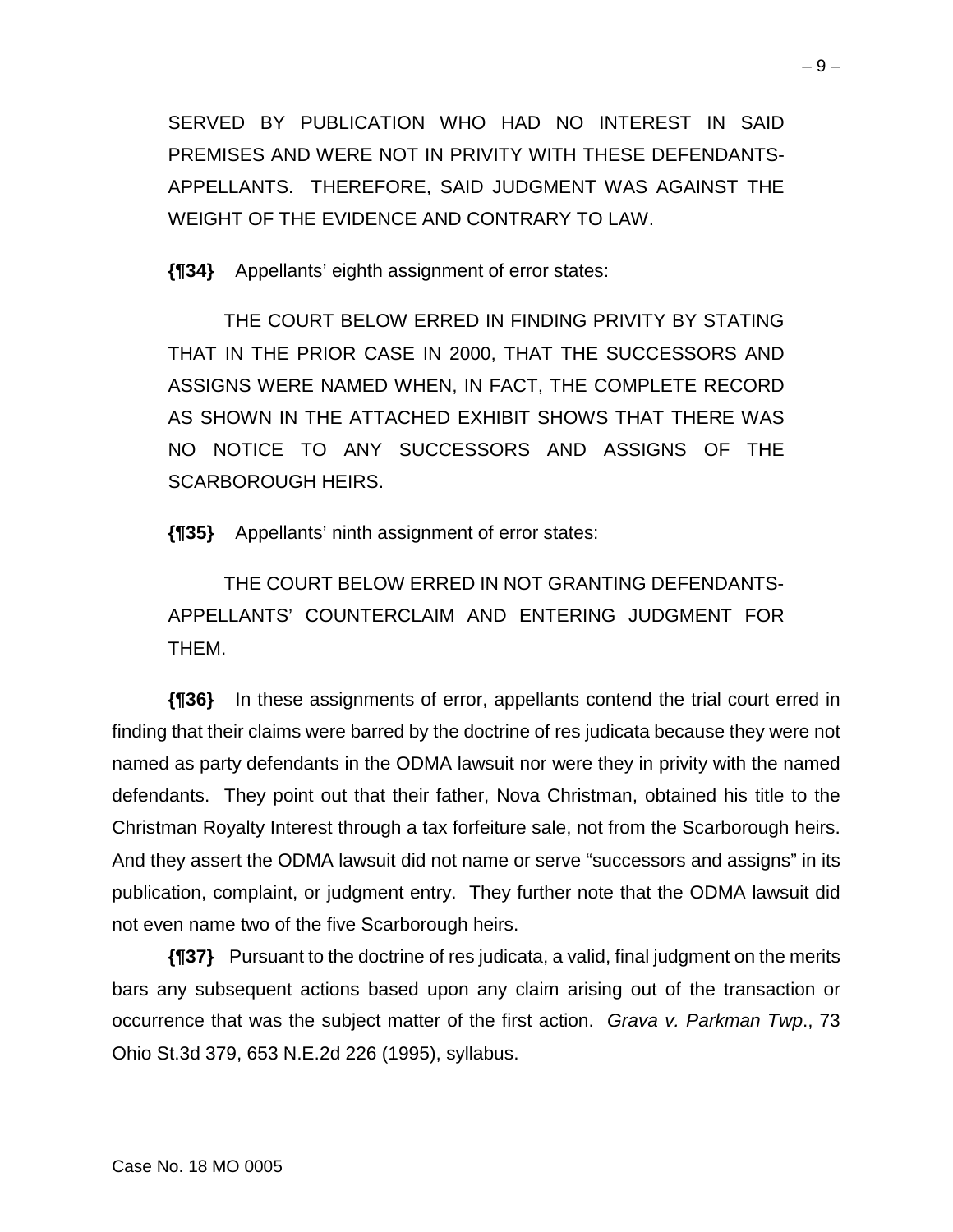SERVED BY PUBLICATION WHO HAD NO INTEREST IN SAID PREMISES AND WERE NOT IN PRIVITY WITH THESE DEFENDANTS-APPELLANTS. THEREFORE, SAID JUDGMENT WAS AGAINST THE WEIGHT OF THE EVIDENCE AND CONTRARY TO LAW.

**{¶34}** Appellants' eighth assignment of error states:

> THE COURT BELOW ERRED IN FINDING PRIVITY BY STATING THAT IN THE PRIOR CASE IN 2000, THAT THE SUCCESSORS AND ASSIGNS WERE NAMED WHEN, IN FACT, THE COMPLETE RECORD AS SHOWN IN THE ATTACHED EXHIBIT SHOWS THAT THERE WAS NO NOTICE TO ANY SUCCESSORS AND ASSIGNS OF THE SCARBOROUGH HEIRS.

**{¶35}** Appellants' ninth assignment of error states:

> THE COURT BELOW ERRED IN NOT GRANTING DEFENDANTS-APPELLANTS' COUNTERCLAIM AND ENTERING JUDGMENT FOR THEM.

**{¶36}** In these assignments of error, appellants contend the trial court erred in finding that their claims were barred by the doctrine of res judicata because they were not named as party defendants in the ODMA lawsuit nor were they in privity with the named defendants. They point out that their father, Nova Christman, obtained his title to the Christman Royalty Interest through a tax forfeiture sale, not from the Scarborough heirs. And they assert the ODMA lawsuit did not name or serve "successors and assigns" in its publication, complaint, or judgment entry. They further note that the ODMA lawsuit did not even name two of the five Scarborough heirs.

**{¶37}** Pursuant to the doctrine of res judicata, a valid, final judgment on the merits bars any subsequent actions based upon any claim arising out of the transaction or occurrence that was the subject matter of the first action. *Grava v. Parkman Twp*., 73 Ohio St.3d 379, 653 N.E.2d 226 (1995), syllabus.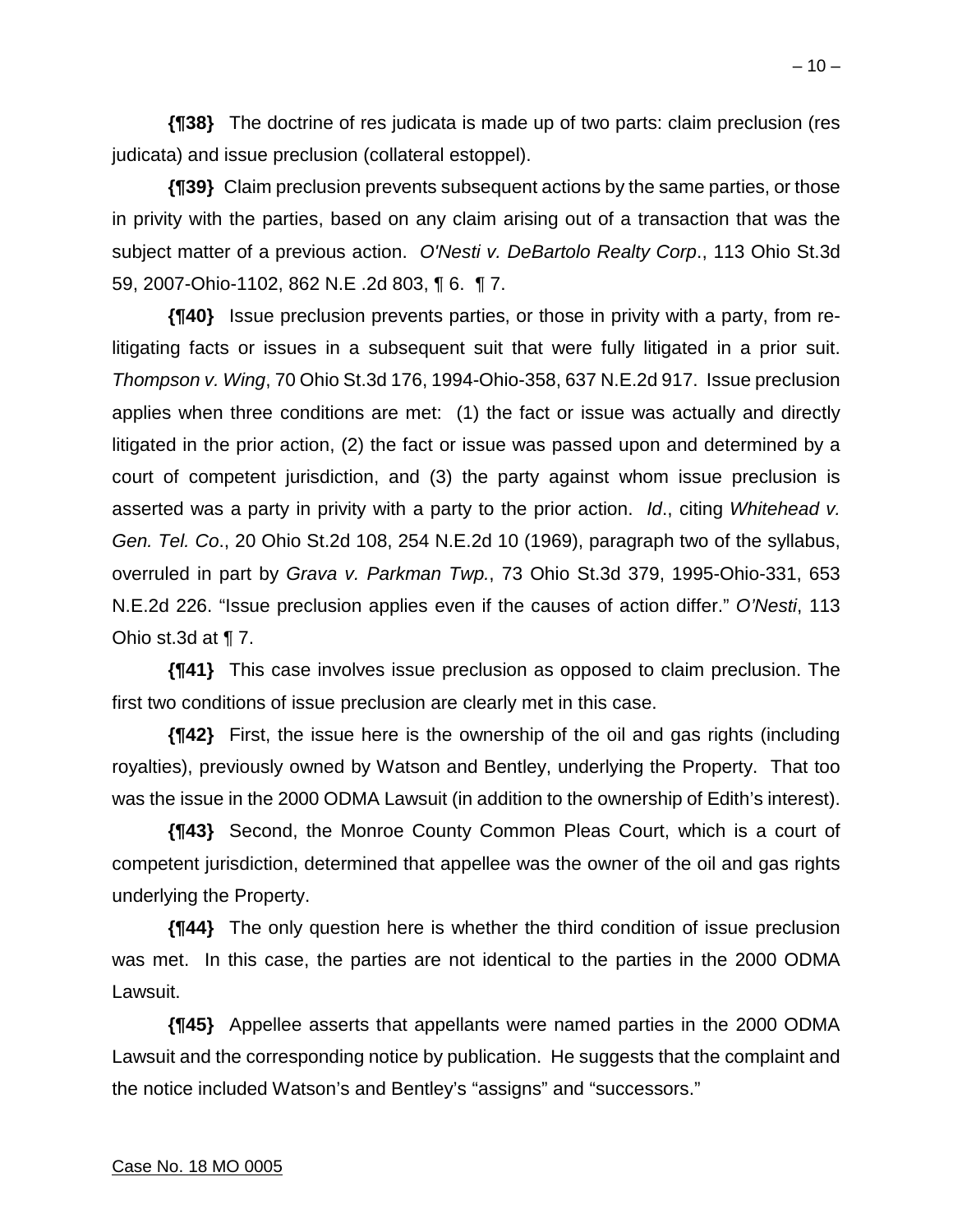**{¶38}** The doctrine of res judicata is made up of two parts: claim preclusion (res judicata) and issue preclusion (collateral estoppel).

**{¶39}** Claim preclusion prevents subsequent actions by the same parties, or those in privity with the parties, based on any claim arising out of a transaction that was the subject matter of a previous action. *O'Nesti v. DeBartolo Realty Corp*., 113 Ohio St.3d 59, 2007-Ohio-1102, 862 N.E .2d 803, ¶ 6. ¶ 7.

**{¶40}** Issue preclusion prevents parties, or those in privity with a party, from re-litigating facts or issues in a subsequent suit that were fully litigated in a prior suit. *Thompson v. Wing*, 70 Ohio St.3d 176, 1994-Ohio-358, 637 N.E.2d 917. Issue preclusion applies when three conditions are met: (1) the fact or issue was actually and directly litigated in the prior action, (2) the fact or issue was passed upon and determined by a court of competent jurisdiction, and (3) the party against whom issue preclusion is asserted was a party in privity with a party to the prior action. *Id*., citing *Whitehead v. Gen. Tel. Co*., 20 Ohio St.2d 108, 254 N.E.2d 10 (1969), paragraph two of the syllabus, overruled in part by *Grava v. Parkman Twp.*, 73 Ohio St.3d 379, 1995-Ohio-331, 653 N.E.2d 226. "Issue preclusion applies even if the causes of action differ." *O'Nesti*, 113 Ohio st.3d at ¶ 7.

**{¶41}** This case involves issue preclusion as opposed to claim preclusion. The first two conditions of issue preclusion are clearly met in this case.

**{¶42}** First, the issue here is the ownership of the oil and gas rights (including royalties), previously owned by Watson and Bentley, underlying the Property. That too was the issue in the 2000 ODMA Lawsuit (in addition to the ownership of Edith's interest).

**{¶43}** Second, the Monroe County Common Pleas Court, which is a court of competent jurisdiction, determined that appellee was the owner of the oil and gas rights underlying the Property.

**{¶44}** The only question here is whether the third condition of issue preclusion was met. In this case, the parties are not identical to the parties in the 2000 ODMA Lawsuit.

**{¶45}** Appellee asserts that appellants were named parties in the 2000 ODMA Lawsuit and the corresponding notice by publication. He suggests that the complaint and the notice included Watson's and Bentley's "assigns" and "successors."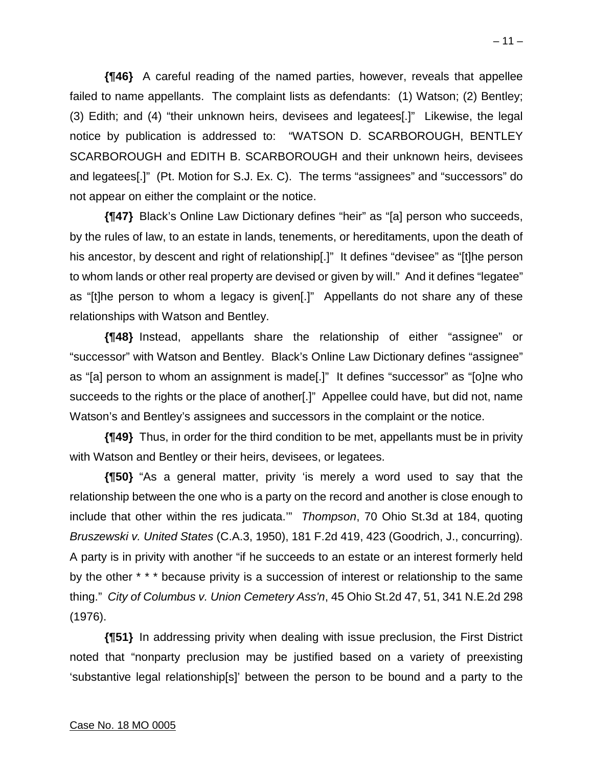**{¶46}** A careful reading of the named parties, however, reveals that appellee failed to name appellants. The complaint lists as defendants: (1) Watson; (2) Bentley; (3) Edith; and (4) "their unknown heirs, devisees and legatees[.]" Likewise, the legal notice by publication is addressed to: "WATSON D. SCARBOROUGH, BENTLEY SCARBOROUGH and EDITH B. SCARBOROUGH and their unknown heirs, devisees and legatees[.]" (Pt. Motion for S.J. Ex. C). The terms "assignees" and "successors" do not appear on either the complaint or the notice.

**{¶47}** Black's Online Law Dictionary defines "heir" as "[a] person who succeeds, by the rules of law, to an estate in lands, tenements, or hereditaments, upon the death of his ancestor, by descent and right of relationship[.]" It defines "devisee" as "[t]he person to whom lands or other real property are devised or given by will." And it defines "legatee" as "[t]he person to whom a legacy is given[.]" Appellants do not share any of these relationships with Watson and Bentley.

**{¶48}** Instead, appellants share the relationship of either "assignee" or "successor" with Watson and Bentley. Black's Online Law Dictionary defines "assignee" as "[a] person to whom an assignment is made[.]" It defines "successor" as "[o]ne who succeeds to the rights or the place of another[.]" Appellee could have, but did not, name Watson's and Bentley's assignees and successors in the complaint or the notice.

**{¶49}** Thus, in order for the third condition to be met, appellants must be in privity with Watson and Bentley or their heirs, devisees, or legatees.

**{¶50}** "As a general matter, privity 'is merely a word used to say that the relationship between the one who is a party on the record and another is close enough to include that other within the res judicata.'" *Thompson*, 70 Ohio St.3d at 184, quoting *Bruszewski v. United States* (C.A.3, 1950), 181 F.2d 419, 423 (Goodrich, J., concurring). A party is in privity with another "if he succeeds to an estate or an interest formerly held by the other * * * because privity is a succession of interest or relationship to the same thing." *City of Columbus v. Union Cemetery Ass'n*, 45 Ohio St.2d 47, 51, 341 N.E.2d 298 (1976).

**{¶51}** In addressing privity when dealing with issue preclusion, the First District noted that "nonparty preclusion may be justified based on a variety of preexisting 'substantive legal relationship[s]' between the person to be bound and a party to the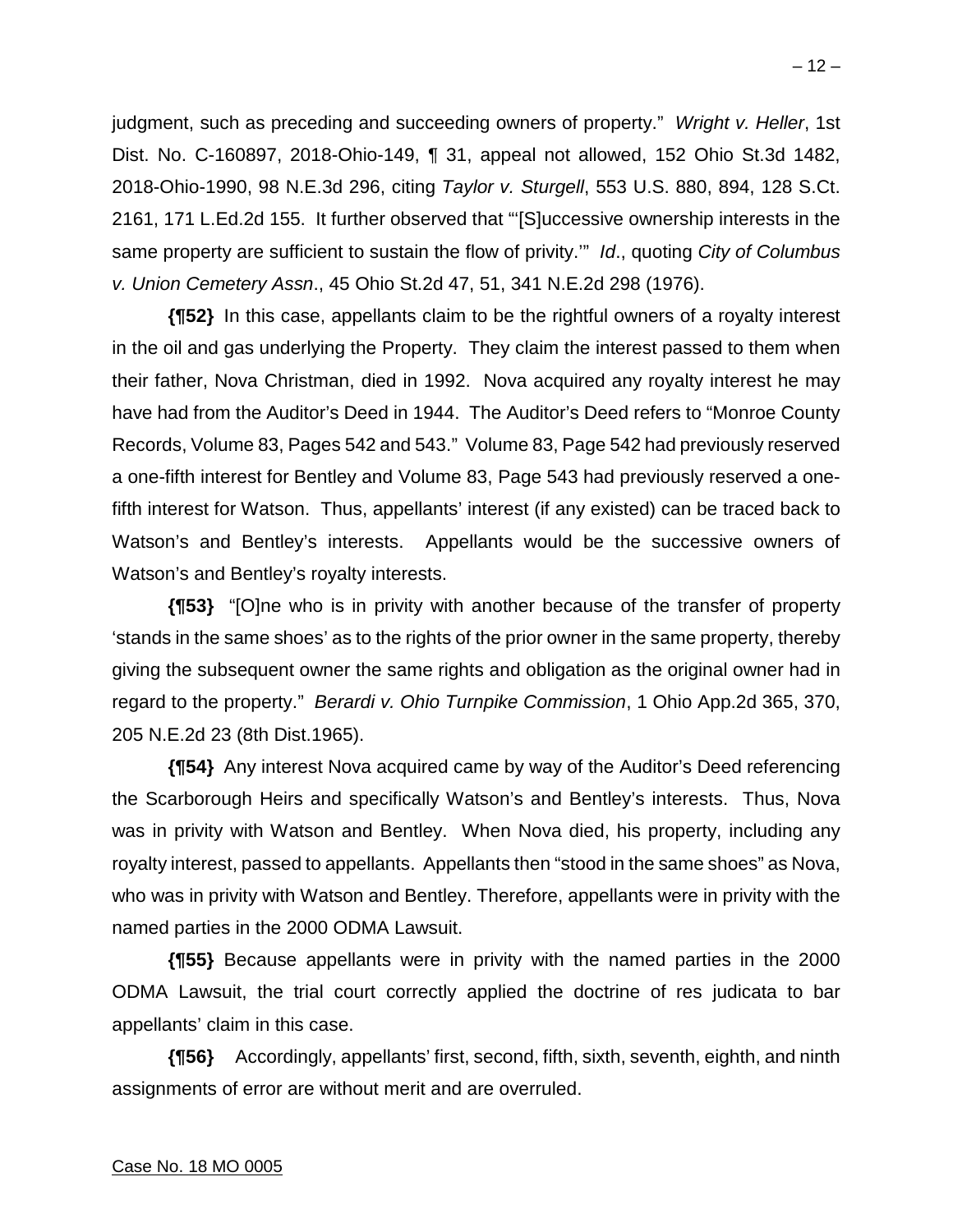judgment, such as preceding and succeeding owners of property." *Wright v. Heller*, 1st Dist. No. C-160897, 2018-Ohio-149, ¶ 31, appeal not allowed, 152 Ohio St.3d 1482, 2018-Ohio-1990, 98 N.E.3d 296, citing *Taylor v. Sturgell*, 553 U.S. 880, 894, 128 S.Ct. 2161, 171 L.Ed.2d 155. It further observed that "'[S]uccessive ownership interests in the same property are sufficient to sustain the flow of privity.'" *Id*., quoting *City of Columbus v. Union Cemetery Assn*., 45 Ohio St.2d 47, 51, 341 N.E.2d 298 (1976).

**{¶52}** In this case, appellants claim to be the rightful owners of a royalty interest in the oil and gas underlying the Property. They claim the interest passed to them when their father, Nova Christman, died in 1992. Nova acquired any royalty interest he may have had from the Auditor's Deed in 1944. The Auditor's Deed refers to "Monroe County Records, Volume 83, Pages 542 and 543." Volume 83, Page 542 had previously reserved a one-fifth interest for Bentley and Volume 83, Page 543 had previously reserved a one-fifth interest for Watson. Thus, appellants' interest (if any existed) can be traced back to Watson's and Bentley's interests. Appellants would be the successive owners of Watson's and Bentley's royalty interests.

**{¶53}** "[O]ne who is in privity with another because of the transfer of property 'stands in the same shoes' as to the rights of the prior owner in the same property, thereby giving the subsequent owner the same rights and obligation as the original owner had in regard to the property." *Berardi v. Ohio Turnpike Commission*, 1 Ohio App.2d 365, 370, 205 N.E.2d 23 (8th Dist.1965).

**{¶54}** Any interest Nova acquired came by way of the Auditor's Deed referencing the Scarborough Heirs and specifically Watson's and Bentley's interests. Thus, Nova was in privity with Watson and Bentley. When Nova died, his property, including any royalty interest, passed to appellants. Appellants then "stood in the same shoes" as Nova, who was in privity with Watson and Bentley. Therefore, appellants were in privity with the named parties in the 2000 ODMA Lawsuit.

**{¶55}** Because appellants were in privity with the named parties in the 2000 ODMA Lawsuit, the trial court correctly applied the doctrine of res judicata to bar appellants' claim in this case.

**{¶56}** Accordingly, appellants' first, second, fifth, sixth, seventh, eighth, and ninth assignments of error are without merit and are overruled.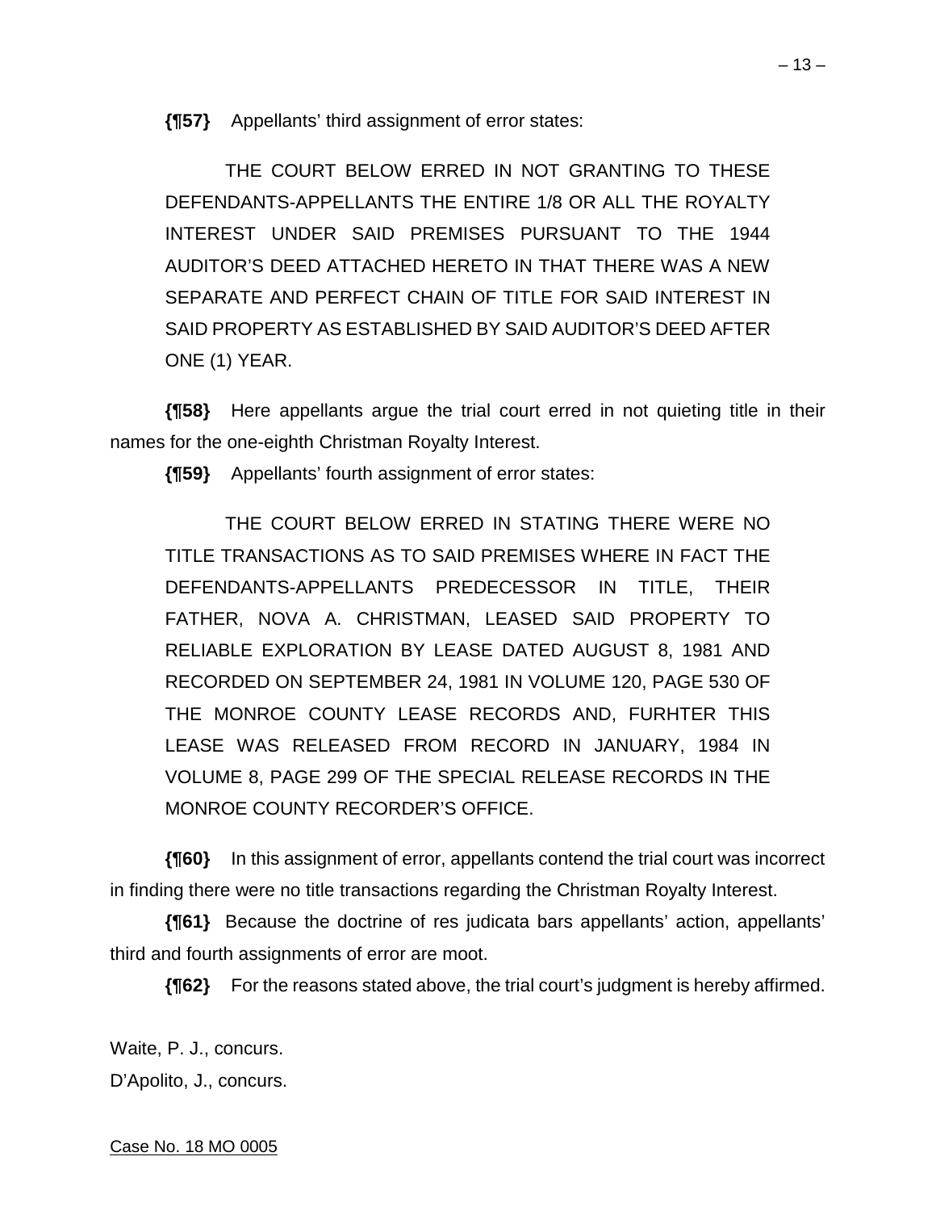**{¶57}** Appellants' third assignment of error states:

> THE COURT BELOW ERRED IN NOT GRANTING TO THESE DEFENDANTS-APPELLANTS THE ENTIRE 1/8 OR ALL THE ROYALTY INTEREST UNDER SAID PREMISES PURSUANT TO THE 1944 AUDITOR'S DEED ATTACHED HERETO IN THAT THERE WAS A NEW SEPARATE AND PERFECT CHAIN OF TITLE FOR SAID INTEREST IN SAID PROPERTY AS ESTABLISHED BY SAID AUDITOR'S DEED AFTER ONE (1) YEAR.

**{¶58}** Here appellants argue the trial court erred in not quieting title in their names for the one-eighth Christman Royalty Interest.

**{¶59}** Appellants' fourth assignment of error states:

> THE COURT BELOW ERRED IN STATING THERE WERE NO TITLE TRANSACTIONS AS TO SAID PREMISES WHERE IN FACT THE DEFENDANTS-APPELLANTS PREDECESSOR IN TITLE, THEIR FATHER, NOVA A. CHRISTMAN, LEASED SAID PROPERTY TO RELIABLE EXPLORATION BY LEASE DATED AUGUST 8, 1981 AND RECORDED ON SEPTEMBER 24, 1981 IN VOLUME 120, PAGE 530 OF THE MONROE COUNTY LEASE RECORDS AND, FURHTER THIS LEASE WAS RELEASED FROM RECORD IN JANUARY, 1984 IN VOLUME 8, PAGE 299 OF THE SPECIAL RELEASE RECORDS IN THE MONROE COUNTY RECORDER'S OFFICE.

**{¶60}** In this assignment of error, appellants contend the trial court was incorrect in finding there were no title transactions regarding the Christman Royalty Interest.

**{¶61}** Because the doctrine of res judicata bars appellants' action, appellants' third and fourth assignments of error are moot.

**{¶62}** For the reasons stated above, the trial court's judgment is hereby affirmed.

Waite, P. J., concurs.

D'Apolito, J., concurs.

Case No. 18 MO 0005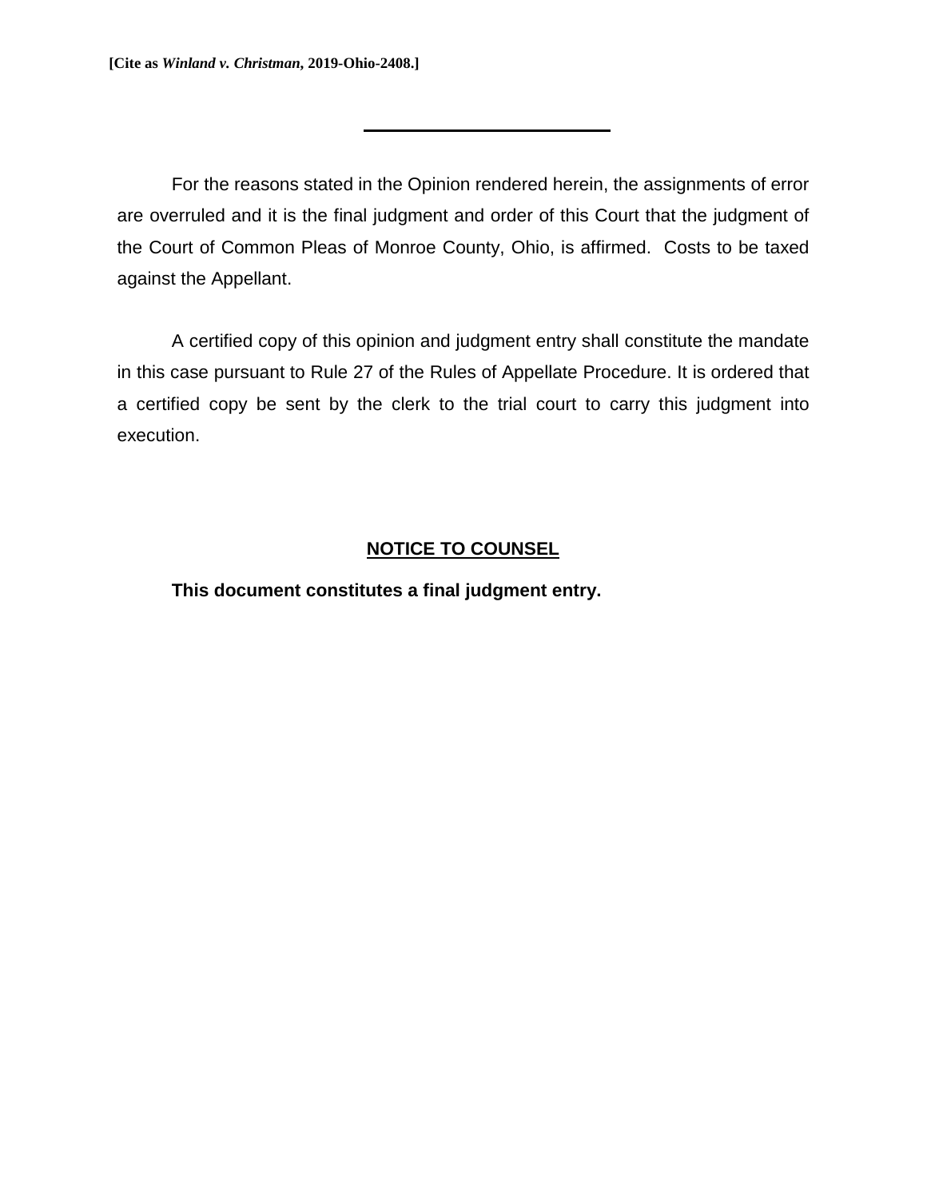For the reasons stated in the Opinion rendered herein, the assignments of error are overruled and it is the final judgment and order of this Court that the judgment of the Court of Common Pleas of Monroe County, Ohio, is affirmed. Costs to be taxed against the Appellant.

A certified copy of this opinion and judgment entry shall constitute the mandate in this case pursuant to Rule 27 of the Rules of Appellate Procedure. It is ordered that a certified copy be sent by the clerk to the trial court to carry this judgment into execution.

**NOTICE TO COUNSEL**

**This document constitutes a final judgment entry.**